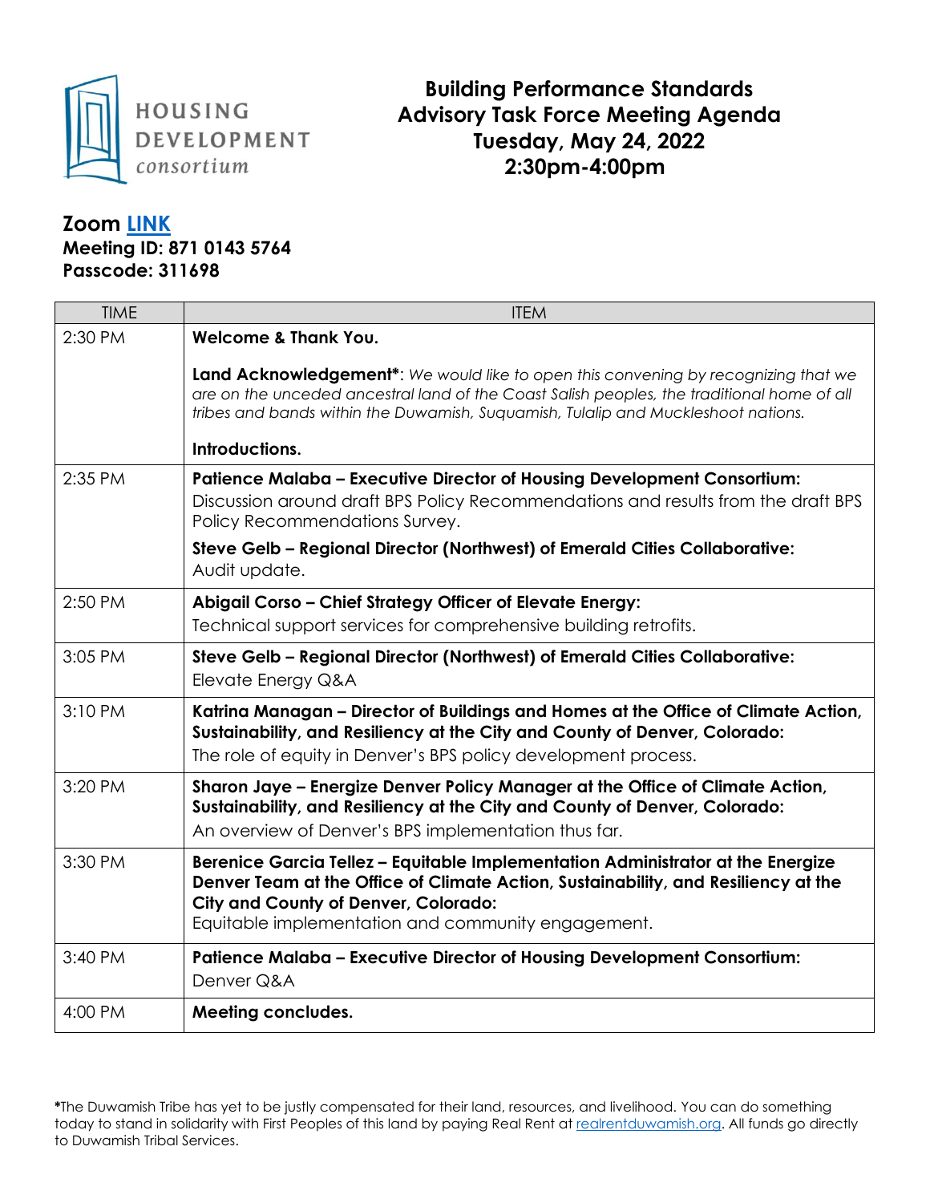HOUSING DEVELOPMENT *consortium*

# Building Performance Standards Advisory Task Force Meeting Agenda
# Tuesday, May 24, 2022
# 2:30pm-4:00pm

**Zoom [LINK]()**
**Meeting ID: 871 0143 5764**
**Passcode: 311698**

| TIME | ITEM |
| --- | --- |
| 2:30 PM | **Welcome & Thank You.**<br><br>**Land Acknowledgement***: *We would like to open this convening by recognizing that we are on the unceded ancestral land of the Coast Salish peoples, the traditional home of all tribes and bands within the Duwamish, Suquamish, Tulalip and Muckleshoot nations.*<br><br>**Introductions.** |
| 2:35 PM | **Patience Malaba – Executive Director of Housing Development Consortium:** Discussion around draft BPS Policy Recommendations and results from the draft BPS Policy Recommendations Survey.<br><br>**Steve Gelb – Regional Director (Northwest) of Emerald Cities Collaborative:** Audit update. |
| 2:50 PM | **Abigail Corso – Chief Strategy Officer of Elevate Energy:** Technical support services for comprehensive building retrofits. |
| 3:05 PM | **Steve Gelb – Regional Director (Northwest) of Emerald Cities Collaborative:** Elevate Energy Q&A |
| 3:10 PM | **Katrina Managan – Director of Buildings and Homes at the Office of Climate Action, Sustainability, and Resiliency at the City and County of Denver, Colorado:** The role of equity in Denver's BPS policy development process. |
| 3:20 PM | **Sharon Jaye – Energize Denver Policy Manager at the Office of Climate Action, Sustainability, and Resiliency at the City and County of Denver, Colorado:** An overview of Denver's BPS implementation thus far. |
| 3:30 PM | **Berenice Garcia Tellez – Equitable Implementation Administrator at the Energize Denver Team at the Office of Climate Action, Sustainability, and Resiliency at the City and County of Denver, Colorado:** Equitable implementation and community engagement. |
| 3:40 PM | **Patience Malaba – Executive Director of Housing Development Consortium:** Denver Q&A |
| 4:00 PM | **Meeting concludes.** |

***The Duwamish Tribe has yet to be justly compensated for their land, resources, and livelihood. You can do something today to stand in solidarity with First Peoples of this land by paying Real Rent at [realrentduwamish.org](). All funds go directly to Duwamish Tribal Services.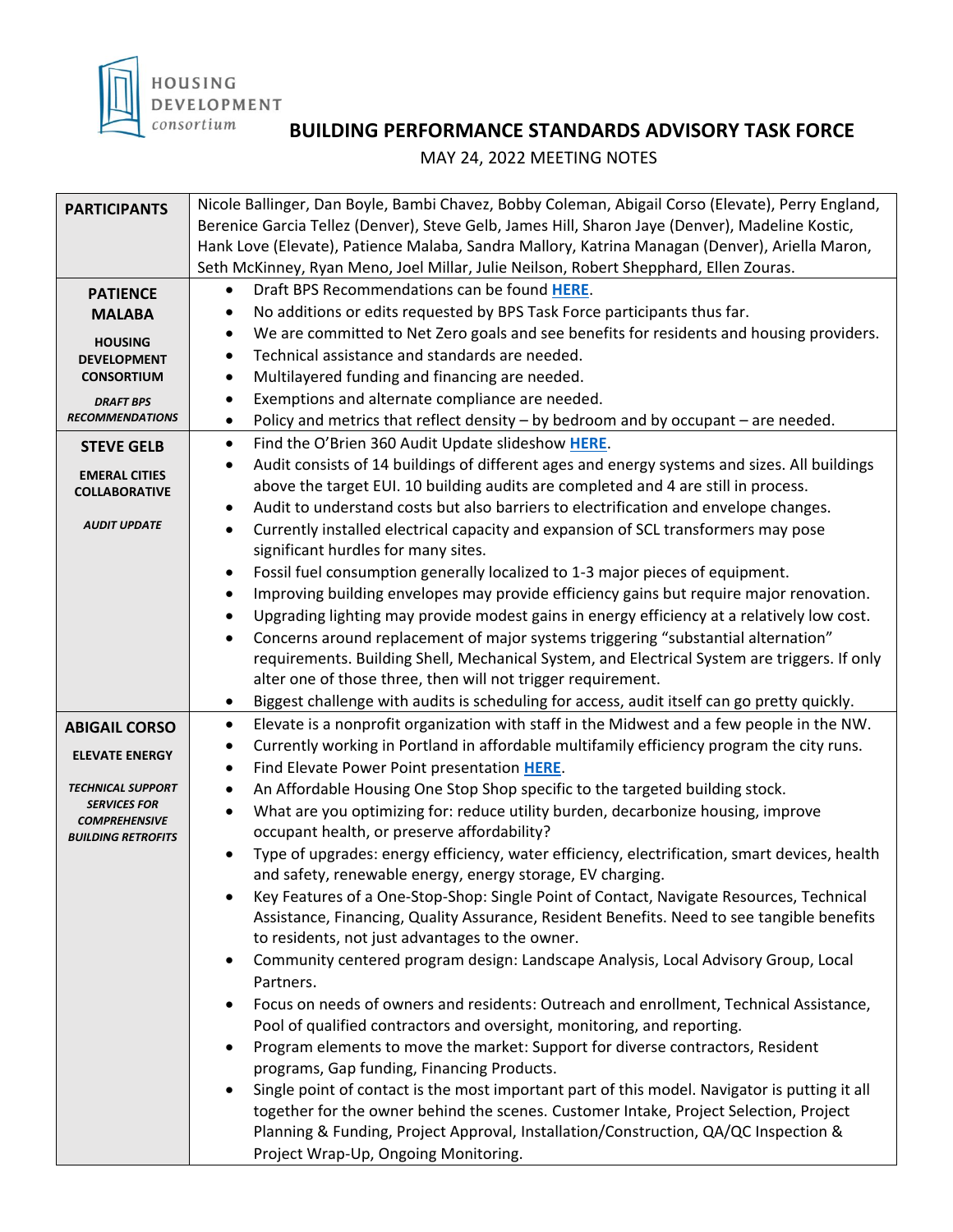BUILDING PERFORMANCE STANDARDS ADVISORY TASK FORCE

MAY 24, 2022 MEETING NOTES

| | |
|---|---|
| **PARTICIPANTS** | Nicole Ballinger, Dan Boyle, Bambi Chavez, Bobby Coleman, Abigail Corso (Elevate), Perry England, Berenice Garcia Tellez (Denver), Steve Gelb, James Hill, Sharon Jaye (Denver), Madeline Kostic, Hank Love (Elevate), Patience Malaba, Sandra Mallory, Katrina Managan (Denver), Ariella Maron, Seth McKinney, Ryan Meno, Joel Millar, Julie Neilson, Robert Sheppard, Ellen Zouras. |
| **PATIENCE MALABA**<br>**HOUSING DEVELOPMENT CONSORTIUM**<br>***DRAFT BPS RECOMMENDATIONS*** | • Draft BPS Recommendations can be found **HERE**.<br>• No additions or edits requested by BPS Task Force participants thus far.<br>• We are committed to Net Zero goals and see benefits for residents and housing providers.<br>• Technical assistance and standards are needed.<br>• Multilayered funding and financing are needed.<br>• Exemptions and alternate compliance are needed.<br>• Policy and metrics that reflect density – by bedroom and by occupant – are needed. |
| **STEVE GELB**<br>**EMERAL CITIES COLLABORATIVE**<br>***AUDIT UPDATE*** | • Find the O'Brien 360 Audit Update slideshow **HERE**.<br>• Audit consists of 14 buildings of different ages and energy systems and sizes. All buildings above the target EUI. 10 building audits are completed and 4 are still in process.<br>• Audit to understand costs but also barriers to electrification and envelope changes.<br>• Currently installed electrical capacity and expansion of SCL transformers may pose significant hurdles for many sites.<br>• Fossil fuel consumption generally localized to 1-3 major pieces of equipment.<br>• Improving building envelopes may provide efficiency gains but require major renovation.<br>• Upgrading lighting may provide modest gains in energy efficiency at a relatively low cost.<br>• Concerns around replacement of major systems triggering "substantial alternation" requirements. Building Shell, Mechanical System, and Electrical System are triggers. If only alter one of those three, then will not trigger requirement.<br>• Biggest challenge with audits is scheduling for access, audit itself can go pretty quickly. |
| **ABIGAIL CORSO**<br>**ELEVATE ENERGY**<br>***TECHNICAL SUPPORT SERVICES FOR COMPREHENSIVE BUILDING RETROFITS*** | • Elevate is a nonprofit organization with staff in the Midwest and a few people in the NW.<br>• Currently working in Portland in affordable multifamily efficiency program the city runs.<br>• Find Elevate Power Point presentation **HERE**.<br>• An Affordable Housing One Stop Shop specific to the targeted building stock.<br>• What are you optimizing for: reduce utility burden, decarbonize housing, improve occupant health, or preserve affordability?<br>• Type of upgrades: energy efficiency, water efficiency, electrification, smart devices, health and safety, renewable energy, energy storage, EV charging.<br>• Key Features of a One-Stop-Shop: Single Point of Contact, Navigate Resources, Technical Assistance, Financing, Quality Assurance, Resident Benefits. Need to see tangible benefits to residents, not just advantages to the owner.<br>• Community centered program design: Landscape Analysis, Local Advisory Group, Local Partners.<br>• Focus on needs of owners and residents: Outreach and enrollment, Technical Assistance, Pool of qualified contractors and oversight, monitoring, and reporting.<br>• Program elements to move the market: Support for diverse contractors, Resident programs, Gap funding, Financing Products.<br>• Single point of contact is the most important part of this model. Navigator is putting it all together for the owner behind the scenes. Customer Intake, Project Selection, Project Planning & Funding, Project Approval, Installation/Construction, QA/QC Inspection & Project Wrap-Up, Ongoing Monitoring. |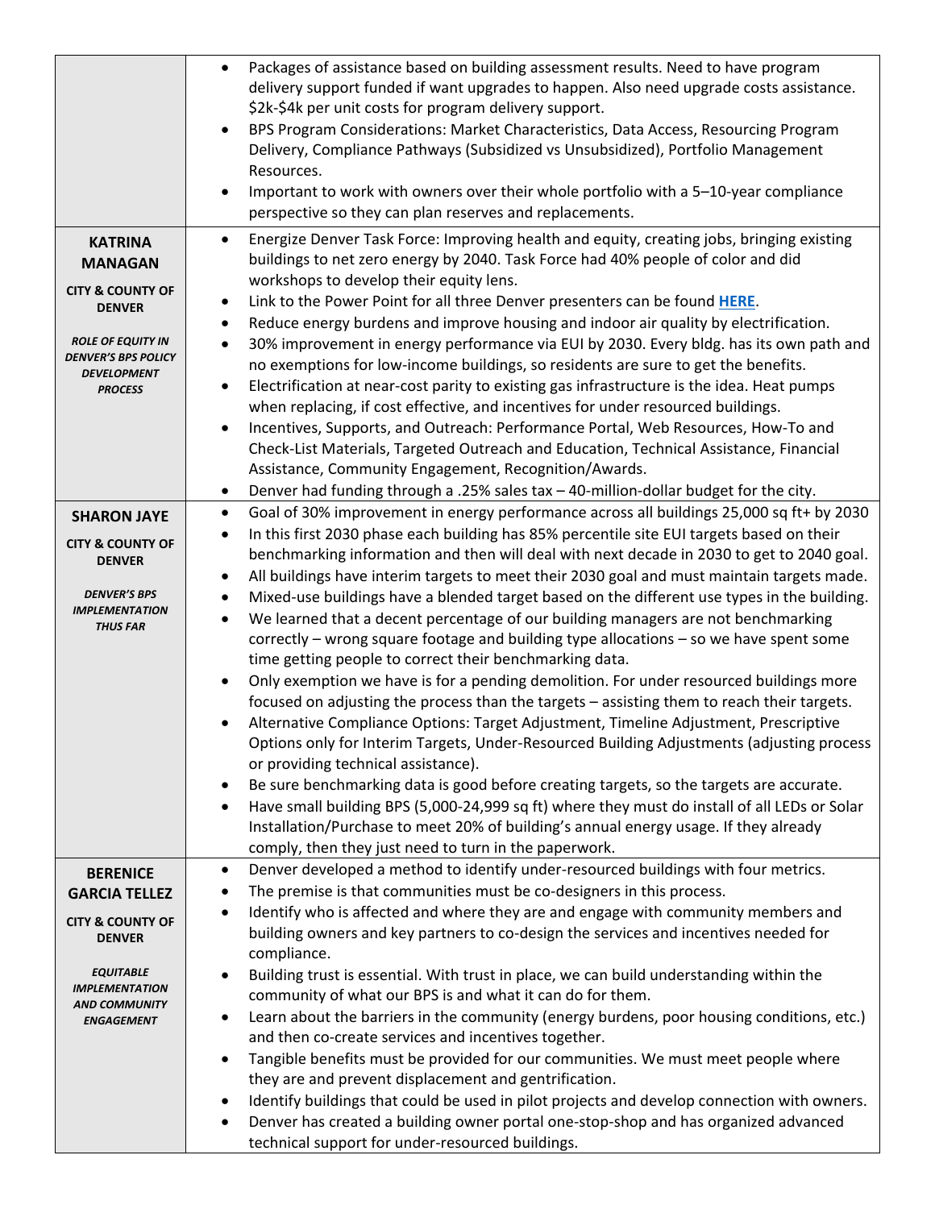| | |
|---|---|
| | • Packages of assistance based on building assessment results. Need to have program delivery support funded if want upgrades to happen. Also need upgrade costs assistance. \$2k-\$4k per unit costs for program delivery support.<br>• BPS Program Considerations: Market Characteristics, Data Access, Resourcing Program Delivery, Compliance Pathways (Subsidized vs Unsubsidized), Portfolio Management Resources.<br>• Important to work with owners over their whole portfolio with a 5–10-year compliance perspective so they can plan reserves and replacements. |
| **KATRINA MANAGAN**<br>**CITY & COUNTY OF DENVER**<br>***ROLE OF EQUITY IN DENVER'S BPS POLICY DEVELOPMENT PROCESS*** | • Energize Denver Task Force: Improving health and equity, creating jobs, bringing existing buildings to net zero energy by 2040. Task Force had 40% people of color and did workshops to develop their equity lens.<br>• Link to the Power Point for all three Denver presenters can be found **HERE**.<br>• Reduce energy burdens and improve housing and indoor air quality by electrification.<br>• 30% improvement in energy performance via EUI by 2030. Every bldg. has its own path and no exemptions for low-income buildings, so residents are sure to get the benefits.<br>• Electrification at near-cost parity to existing gas infrastructure is the idea. Heat pumps when replacing, if cost effective, and incentives for under resourced buildings.<br>• Incentives, Supports, and Outreach: Performance Portal, Web Resources, How-To and Check-List Materials, Targeted Outreach and Education, Technical Assistance, Financial Assistance, Community Engagement, Recognition/Awards.<br>• Denver had funding through a .25% sales tax – 40-million-dollar budget for the city. |
| **SHARON JAYE**<br>**CITY & COUNTY OF DENVER**<br>***DENVER'S BPS IMPLEMENTATION THUS FAR*** | • Goal of 30% improvement in energy performance across all buildings 25,000 sq ft+ by 2030<br>• In this first 2030 phase each building has 85% percentile site EUI targets based on their benchmarking information and then will deal with next decade in 2030 to get to 2040 goal.<br>• All buildings have interim targets to meet their 2030 goal and must maintain targets made.<br>• Mixed-use buildings have a blended target based on the different use types in the building.<br>• We learned that a decent percentage of our building managers are not benchmarking correctly – wrong square footage and building type allocations – so we have spent some time getting people to correct their benchmarking data.<br>• Only exemption we have is for a pending demolition. For under resourced buildings more focused on adjusting the process than the targets – assisting them to reach their targets.<br>• Alternative Compliance Options: Target Adjustment, Timeline Adjustment, Prescriptive Options only for Interim Targets, Under-Resourced Building Adjustments (adjusting process or providing technical assistance).<br>• Be sure benchmarking data is good before creating targets, so the targets are accurate.<br>• Have small building BPS (5,000-24,999 sq ft) where they must do install of all LEDs or Solar Installation/Purchase to meet 20% of building's annual energy usage. If they already comply, then they just need to turn in the paperwork. |
| **BERENICE GARCIA TELLEZ**<br>**CITY & COUNTY OF DENVER**<br>***EQUITABLE IMPLEMENTATION AND COMMUNITY ENGAGEMENT*** | • Denver developed a method to identify under-resourced buildings with four metrics.<br>• The premise is that communities must be co-designers in this process.<br>• Identify who is affected and where they are and engage with community members and building owners and key partners to co-design the services and incentives needed for compliance.<br>• Building trust is essential. With trust in place, we can build understanding within the community of what our BPS is and what it can do for them.<br>• Learn about the barriers in the community (energy burdens, poor housing conditions, etc.) and then co-create services and incentives together.<br>• Tangible benefits must be provided for our communities. We must meet people where they are and prevent displacement and gentrification.<br>• Identify buildings that could be used in pilot projects and develop connection with owners.<br>• Denver has created a building owner portal one-stop-shop and has organized advanced technical support for under-resourced buildings. |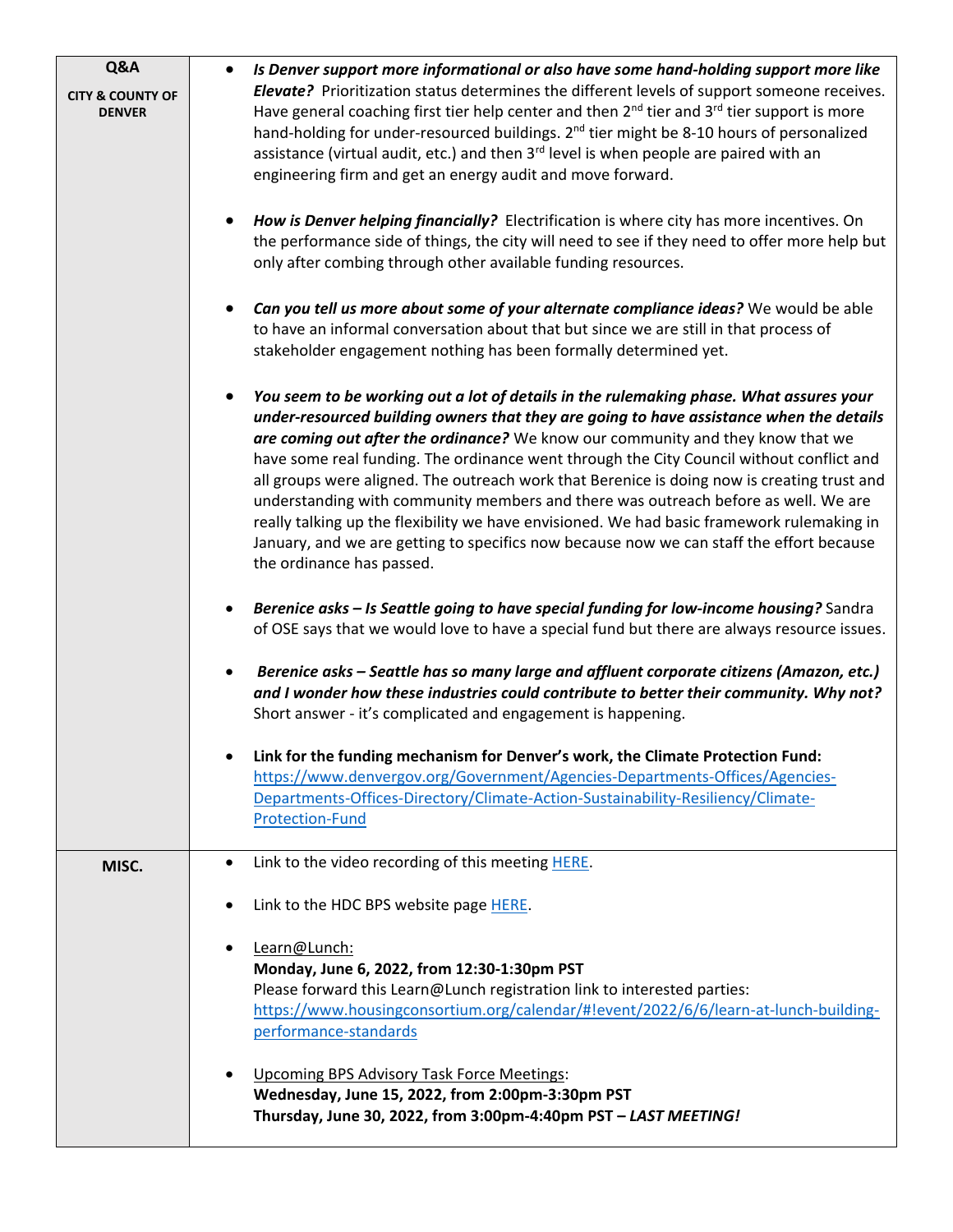| | |
|---|---|
| **Q&A**<br><br>**CITY & COUNTY OF DENVER** | • ***Is Denver support more informational or also have some hand-holding support more like Elevate?*** Prioritization status determines the different levels of support someone receives. Have general coaching first tier help center and then 2nd tier and 3rd tier support is more hand-holding for under-resourced buildings. 2nd tier might be 8-10 hours of personalized assistance (virtual audit, etc.) and then 3rd level is when people are paired with an engineering firm and get an energy audit and move forward.<br><br>• ***How is Denver helping financially?*** Electrification is where city has more incentives. On the performance side of things, the city will need to see if they need to offer more help but only after combing through other available funding resources.<br><br>• ***Can you tell us more about some of your alternate compliance ideas?*** We would be able to have an informal conversation about that but since we are still in that process of stakeholder engagement nothing has been formally determined yet.<br><br>• ***You seem to be working out a lot of details in the rulemaking phase. What assures your under-resourced building owners that they are going to have assistance when the details are coming out after the ordinance?*** We know our community and they know that we have some real funding. The ordinance went through the City Council without conflict and all groups were aligned. The outreach work that Berenice is doing now is creating trust and understanding with community members and there was outreach before as well. We are really talking up the flexibility we have envisioned. We had basic framework rulemaking in January, and we are getting to specifics now because now we can staff the effort because the ordinance has passed.<br><br>• ***Berenice asks – Is Seattle going to have special funding for low-income housing?*** Sandra of OSE says that we would love to have a special fund but there are always resource issues.<br><br>• ***Berenice asks – Seattle has so many large and affluent corporate citizens (Amazon, etc.) and I wonder how these industries could contribute to better their community. Why not?*** Short answer - it's complicated and engagement is happening.<br><br>• **Link for the funding mechanism for Denver's work, the Climate Protection Fund:** https://www.denvergov.org/Government/Agencies-Departments-Offices/Agencies-Departments-Offices-Directory/Climate-Action-Sustainability-Resiliency/Climate-Protection-Fund |
| **MISC.** | • Link to the video recording of this meeting HERE.<br><br>• Link to the HDC BPS website page HERE.<br><br>• Learn@Lunch:<br>**Monday, June 6, 2022, from 12:30-1:30pm PST**<br>Please forward this Learn@Lunch registration link to interested parties: https://www.housingconsortium.org/calendar/#!event/2022/6/6/learn-at-lunch-building-performance-standards<br><br>• Upcoming BPS Advisory Task Force Meetings:<br>**Wednesday, June 15, 2022, from 2:00pm-3:30pm PST**<br>**Thursday, June 30, 2022, from 3:00pm-4:40pm PST – *LAST MEETING!*** |